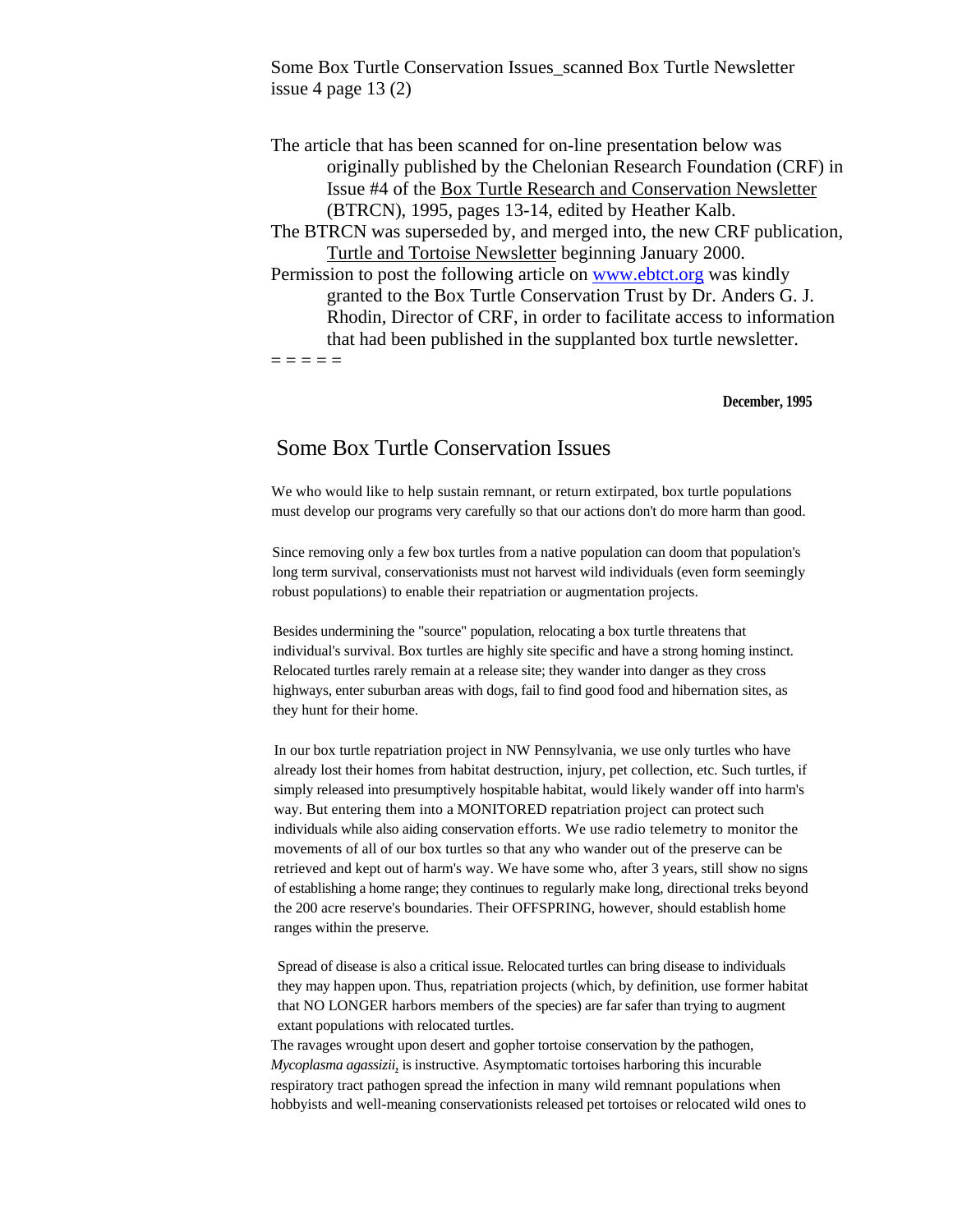Some Box Turtle Conservation Issues_scanned Box Turtle Newsletter issue 4 page 13 (2)

The article that has been scanned for on-line presentation below was originally published by the Chelonian Research Foundation (CRF) in Issue #4 of the Box Turtle Research and Conservation Newsletter (BTRCN), 1995, pages 13-14, edited by Heather Kalb.

The BTRCN was superseded by, and merged into, the new CRF publication, Turtle and Tortoise Newsletter beginning January 2000.

Permission to post the following article on [www.ebtct.org](http://www.ebtct.org) was kindly granted to the Box Turtle Conservation Trust by Dr. Anders G. J. Rhodin, Director of CRF, in order to facilitate access to information that had been published in the supplanted box turtle newsletter.

= = = = =

**December, 1995**

## Some Box Turtle Conservation Issues

We who would like to help sustain remnant, or return extirpated, box turtle populations must develop our programs very carefully so that our actions don't do more harm than good.

Since removing only a few box turtles from a native population can doom that population's long term survival, conservationists must not harvest wild individuals (even form seemingly robust populations) to enable their repatriation or augmentation projects.

Besides undermining the "source" population, relocating a box turtle threatens that individual's survival. Box turtles are highly site specific and have a strong homing instinct. Relocated turtles rarely remain at a release site; they wander into danger as they cross highways, enter suburban areas with dogs, fail to find good food and hibernation sites, as they hunt for their home.

In our box turtle repatriation project in NW Pennsylvania, we use only turtles who have already lost their homes from habitat destruction, injury, pet collection, etc. Such turtles, if simply released into presumptively hospitable habitat, would likely wander off into harm's way. But entering them into a MONITORED repatriation project can protect such individuals while also aiding conservation efforts. We use radio telemetry to monitor the movements of all of our box turtles so that any who wander out of the preserve can be retrieved and kept out of harm's way. We have some who, after 3 years, still show no signs of establishing a home range; they continues to regularly make long, directional treks beyond the 200 acre reserve's boundaries. Their OFFSPRING, however, should establish home ranges within the preserve.

Spread of disease is also a critical issue. Relocated turtles can bring disease to individuals they may happen upon. Thus, repatriation projects (which, by definition, use former habitat that NO LONGER harbors members of the species) are far safer than trying to augment extant populations with relocated turtles.

The ravages wrought upon desert and gopher tortoise conservation by the pathogen, *Mycoplasma agassizii*, is instructive. Asymptomatic tortoises harboring this incurable respiratory tract pathogen spread the infection in many wild remnant populations when hobbyists and well-meaning conservationists released pet tortoises or relocated wild ones to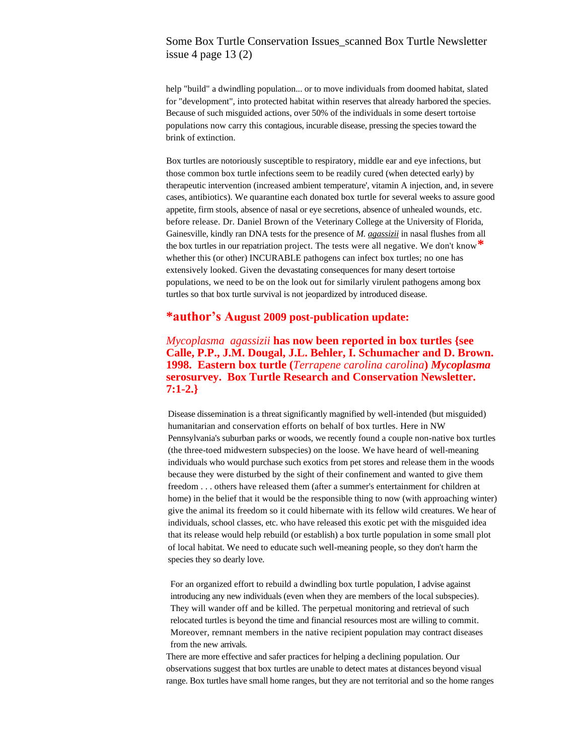help "build" a dwindling population... or to move individuals from doomed habitat, slated for "development", into protected habitat within reserves that already harbored the species. Because of such misguided actions, over 50% of the individuals in some desert tortoise populations now carry this contagious, incurable disease, pressing the species toward the brink of extinction.

Box turtles are notoriously susceptible to respiratory, middle ear and eye infections, but those common box turtle infections seem to be readily cured (when detected early) by therapeutic intervention (increased ambient temperature', vitamin A injection, and, in severe cases, antibiotics). We quarantine each donated box turtle for several weeks to assure good appetite, firm stools, absence of nasal or eye secretions, absence of unhealed wounds, etc. before release. Dr. Daniel Brown of the Veterinary College at the University of Florida, Gainesville, kindly ran DNA tests for the presence of *M. agassizii* in nasal flushes from all the box turtles in our repatriation project. The tests were all negative. We don't know* whether this (or other) INCURABLE pathogens can infect box turtles; no one has extensively looked. Given the devastating consequences for many desert tortoise populations, we need to be on the look out for similarly virulent pathogens among box turtles so that box turtle survival is not jeopardized by introduced disease.

## *author's August 2009 post-publication update:

***Mycoplasma agassizii* has now been reported in box turtles {see Calle, P.P., J.M. Dougal, J.L. Behler, I. Schumacher and D. Brown. 1998. Eastern box turtle (*Terrapene carolina carolina*) *Mycoplasma* serosurvey. Box Turtle Research and Conservation Newsletter. 7:1-2.}**

Disease dissemination is a threat significantly magnified by well-intended (but misguided) humanitarian and conservation efforts on behalf of box turtles. Here in NW Pennsylvania's suburban parks or woods, we recently found a couple non-native box turtles (the three-toed midwestern subspecies) on the loose. We have heard of well-meaning individuals who would purchase such exotics from pet stores and release them in the woods because they were disturbed by the sight of their confinement and wanted to give them freedom . . . others have released them (after a summer's entertainment for children at home) in the belief that it would be the responsible thing to now (with approaching winter) give the animal its freedom so it could hibernate with its fellow wild creatures. We hear of individuals, school classes, etc. who have released this exotic pet with the misguided idea that its release would help rebuild (or establish) a box turtle population in some small plot of local habitat. We need to educate such well-meaning people, so they don't harm the species they so dearly love.

For an organized effort to rebuild a dwindling box turtle population, I advise against introducing any new individuals (even when they are members of the local subspecies). They will wander off and be killed. The perpetual monitoring and retrieval of such relocated turtles is beyond the time and financial resources most are willing to commit. Moreover, remnant members in the native recipient population may contract diseases from the new arrivals.

There are more effective and safer practices for helping a declining population. Our observations suggest that box turtles are unable to detect mates at distances beyond visual range. Box turtles have small home ranges, but they are not territorial and so the home ranges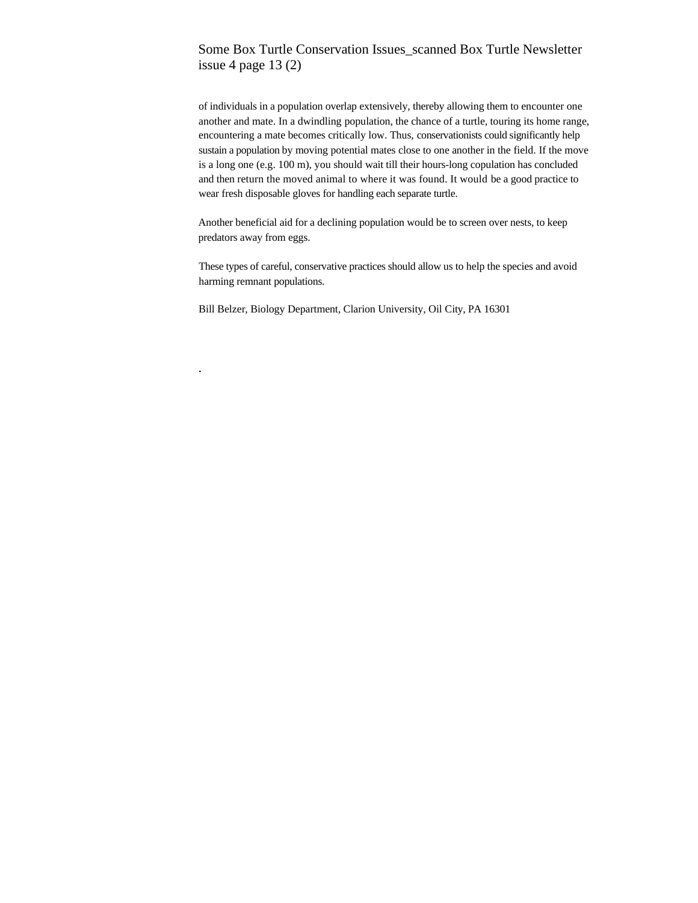of individuals in a population overlap extensively, thereby allowing them to encounter one another and mate. In a dwindling population, the chance of a turtle, touring its home range, encountering a mate becomes critically low. Thus, conservationists could significantly help sustain a population by moving potential mates close to one another in the field. If the move is a long one (e.g. 100 m), you should wait till their hours-long copulation has concluded and then return the moved animal to where it was found. It would be a good practice to wear fresh disposable gloves for handling each separate turtle.

Another beneficial aid for a declining population would be to screen over nests, to keep predators away from eggs.

These types of careful, conservative practices should allow us to help the species and avoid harming remnant populations.

Bill Belzer, Biology Department, Clarion University, Oil City, PA 16301